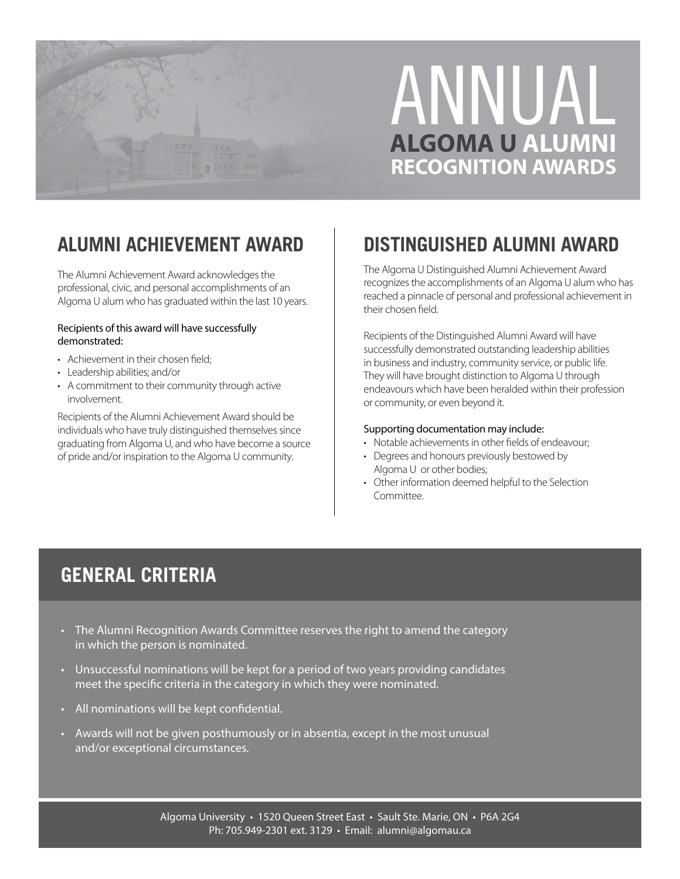# ANNUAL ALGOMA U ALUMNI RECOGNITION AWARDS

## ALUMNI ACHIEVEMENT AWARD

The Alumni Achievement Award acknowledges the professional, civic, and personal accomplishments of an Algoma U alum who has graduated within the last 10 years.

Recipients of this award will have successfully demonstrated:

- Achievement in their chosen field;
- Leadership abilities; and/or
- A commitment to their community through active involvement.

Recipients of the Alumni Achievement Award should be individuals who have truly distinguished themselves since graduating from Algoma U, and who have become a source of pride and/or inspiration to the Algoma U community.

## DISTINGUISHED ALUMNI AWARD

The Algoma U Distinguished Alumni Achievement Award recognizes the accomplishments of an Algoma U alum who has reached a pinnacle of personal and professional achievement in their chosen field.

Recipients of the Distinguished Alumni Award will have successfully demonstrated outstanding leadership abilities in business and industry, community service, or public life. They will have brought distinction to Algoma U through endeavours which have been heralded within their profession or community, or even beyond it.

Supporting documentation may include:

- Notable achievements in other fields of endeavour;
- Degrees and honours previously bestowed by Algoma U or other bodies;
- Other information deemed helpful to the Selection Committee.

## GENERAL CRITERIA

- The Alumni Recognition Awards Committee reserves the right to amend the category in which the person is nominated.
- Unsuccessful nominations will be kept for a period of two years providing candidates meet the specific criteria in the category in which they were nominated.
- All nominations will be kept confidential.
- Awards will not be given posthumously or in absentia, except in the most unusual and/or exceptional circumstances.

Algoma University • 1520 Queen Street East • Sault Ste. Marie, ON • P6A 2G4
Ph: 705.949-2301 ext. 3129 • Email: alumni@algomau.ca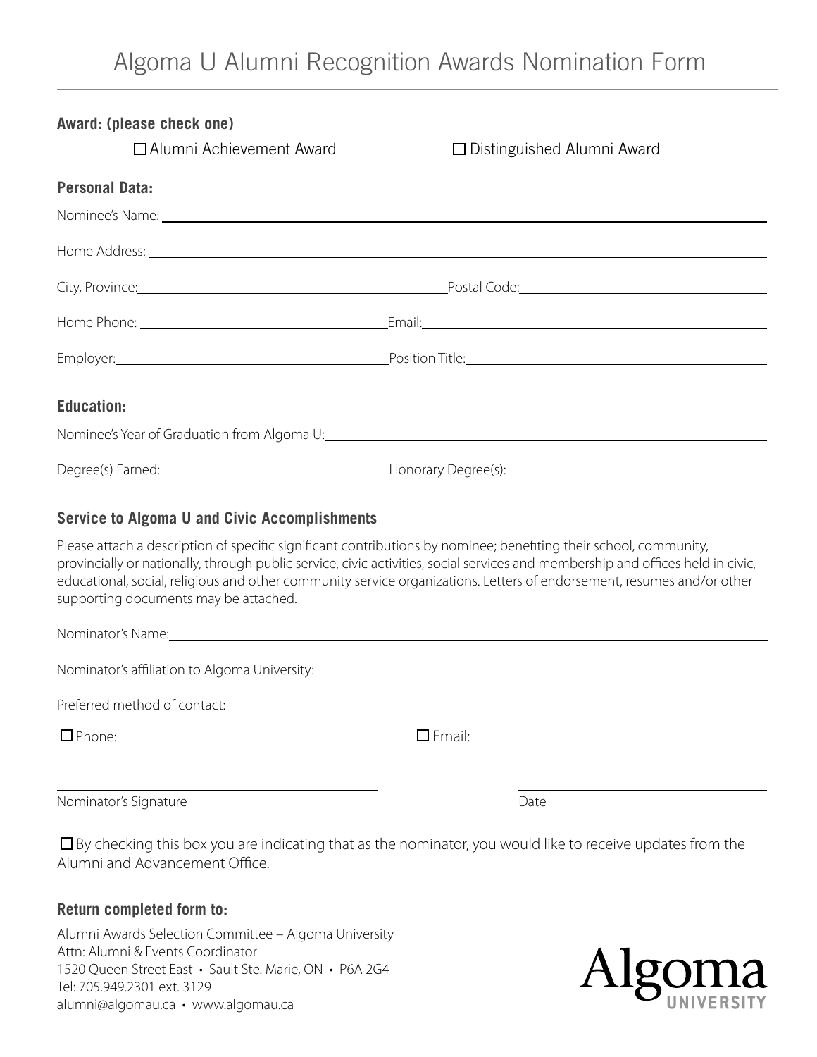# Algoma U Alumni Recognition Awards Nomination Form

**Award: (please check one)**

☐ Alumni Achievement Award ☐ Distinguished Alumni Award

**Personal Data:**

Nominee's Name: \_\_\_\_\_\_\_\_\_\_\_\_\_\_\_\_\_\_\_\_\_\_\_\_\_\_\_\_\_\_\_\_\_\_\_\_\_\_\_\_\_\_\_\_\_\_\_\_\_\_\_\_

Home Address: \_\_\_\_\_\_\_\_\_\_\_\_\_\_\_\_\_\_\_\_\_\_\_\_\_\_\_\_\_\_\_\_\_\_\_\_\_\_\_\_\_\_\_\_\_\_\_\_\_\_\_\_

City, Province: \_\_\_\_\_\_\_\_\_\_\_\_\_\_\_\_\_\_\_\_\_\_\_\_ Postal Code: \_\_\_\_\_\_\_\_\_\_\_\_\_\_\_\_\_\_\_\_

Home Phone: \_\_\_\_\_\_\_\_\_\_\_\_\_\_\_\_\_\_\_\_ Email: \_\_\_\_\_\_\_\_\_\_\_\_\_\_\_\_\_\_\_\_\_\_\_\_\_\_

Employer: \_\_\_\_\_\_\_\_\_\_\_\_\_\_\_\_\_\_\_\_\_\_\_\_ Position Title: \_\_\_\_\_\_\_\_\_\_\_\_\_\_\_\_\_\_\_\_\_\_\_\_

**Education:**

Nominee's Year of Graduation from Algoma U: \_\_\_\_\_\_\_\_\_\_\_\_\_\_\_\_\_\_\_\_\_\_\_\_\_\_\_\_\_\_\_\_

Degree(s) Earned: \_\_\_\_\_\_\_\_\_\_\_\_\_\_\_\_\_\_\_\_ Honorary Degree(s): \_\_\_\_\_\_\_\_\_\_\_\_\_\_\_\_\_\_\_\_

**Service to Algoma U and Civic Accomplishments**

Please attach a description of specific significant contributions by nominee; benefiting their school, community, provincially or nationally, through public service, civic activities, social services and membership and offices held in civic, educational, social, religious and other community service organizations. Letters of endorsement, resumes and/or other supporting documents may be attached.

Nominator's Name: \_\_\_\_\_\_\_\_\_\_\_\_\_\_\_\_\_\_\_\_\_\_\_\_\_\_\_\_\_\_\_\_\_\_\_\_\_\_\_\_\_\_\_\_\_\_\_\_

Nominator's affiliation to Algoma University: \_\_\_\_\_\_\_\_\_\_\_\_\_\_\_\_\_\_\_\_\_\_\_\_\_\_\_\_\_\_\_\_

Preferred method of contact:

☐ Phone: \_\_\_\_\_\_\_\_\_\_\_\_\_\_\_\_\_\_\_\_ ☐ Email: \_\_\_\_\_\_\_\_\_\_\_\_\_\_\_\_\_\_\_\_

\_\_\_\_\_\_\_\_\_\_\_\_\_\_\_\_\_\_\_\_\_\_\_\_ \_\_\_\_\_\_\_\_\_\_\_\_\_\_\_\_\_\_\_\_

Nominator's Signature Date

☐ By checking this box you are indicating that as the nominator, you would like to receive updates from the Alumni and Advancement Office.

**Return completed form to:**

Alumni Awards Selection Committee – Algoma University
Attn: Alumni & Events Coordinator
1520 Queen Street East • Sault Ste. Marie, ON • P6A 2G4
Tel: 705.949.2301 ext. 3129
alumni@algomau.ca • www.algomau.ca

Algoma UNIVERSITY